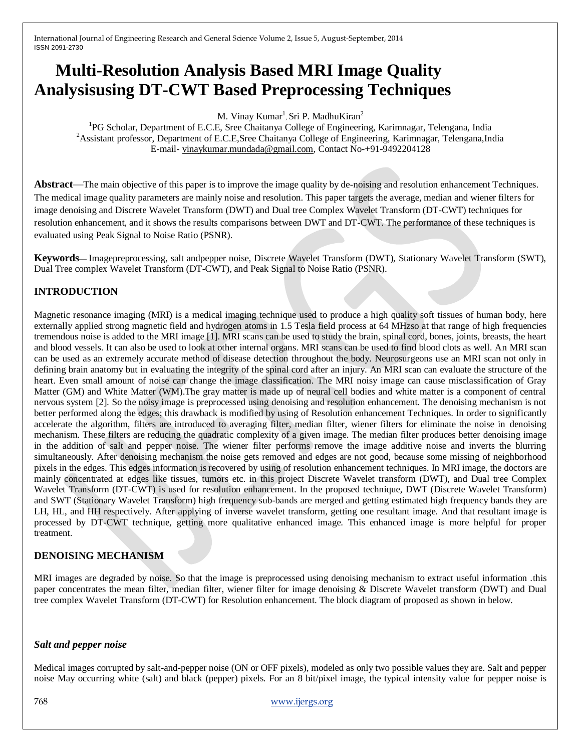# Multi-Resolution Analysis Based MRI Image Quality Analysisusing DT-CWT Based Preprocessing Techniques

M. Vinay Kumar[1], Sri P. MadhuKiran[2]

[1]PG Scholar, Department of E.C.E, Sree Chaitanya College of Engineering, Karimnagar, Telengana, India

[2]Assistant professor, Department of E.C.E,Sree Chaitanya College of Engineering, Karimnagar, Telengana,India

E-mail- vinaykumar.mundada@gmail.com, Contact No-+91-9492204128

**Abstract**—The main objective of this paper is to improve the image quality by de-noising and resolution enhancement Techniques. The medical image quality parameters are mainly noise and resolution. This paper targets the average, median and wiener filters for image denoising and Discrete Wavelet Transform (DWT) and Dual tree Complex Wavelet Transform (DT-CWT) techniques for resolution enhancement, and it shows the results comparisons between DWT and DT-CWT. The performance of these techniques is evaluated using Peak Signal to Noise Ratio (PSNR).

**Keywords**— Imagepreprocessing, salt andpepper noise, Discrete Wavelet Transform (DWT), Stationary Wavelet Transform (SWT), Dual Tree complex Wavelet Transform (DT-CWT), and Peak Signal to Noise Ratio (PSNR).

## INTRODUCTION

Magnetic resonance imaging (MRI) is a medical imaging technique used to produce a high quality soft tissues of human body, here externally applied strong magnetic field and hydrogen atoms in 1.5 Tesla field process at 64 MHzso at that range of high frequencies tremendous noise is added to the MRI image [1]. MRI scans can be used to study the brain, spinal cord, bones, joints, breasts, the heart and blood vessels. It can also be used to look at other internal organs. MRI scans can be used to find blood clots as well. An MRI scan can be used as an extremely accurate method of disease detection throughout the body. Neurosurgeons use an MRI scan not only in defining brain anatomy but in evaluating the integrity of the spinal cord after an injury. An MRI scan can evaluate the structure of the heart. Even small amount of noise can change the image classification. The MRI noisy image can cause misclassification of Gray Matter (GM) and White Matter (WM).The gray matter is made up of neural cell bodies and white matter is a component of central nervous system [2]. So the noisy image is preprocessed using denoising and resolution enhancement. The denoising mechanism is not better performed along the edges; this drawback is modified by using of Resolution enhancement Techniques. In order to significantly accelerate the algorithm, filters are introduced to averaging filter, median filter, wiener filters for eliminate the noise in denoising mechanism. These filters are reducing the quadratic complexity of a given image. The median filter produces better denoising image in the addition of salt and pepper noise. The wiener filter performs remove the image additive noise and inverts the blurring simultaneously. After denoising mechanism the noise gets removed and edges are not good, because some missing of neighborhood pixels in the edges. This edges information is recovered by using of resolution enhancement techniques. In MRI image, the doctors are mainly concentrated at edges like tissues, tumors etc. in this project Discrete Wavelet transform (DWT), and Dual tree Complex Wavelet Transform (DT-CWT) is used for resolution enhancement. In the proposed technique, DWT (Discrete Wavelet Transform) and SWT (Stationary Wavelet Transform) high frequency sub-bands are merged and getting estimated high frequency bands they are LH, HL, and HH respectively. After applying of inverse wavelet transform, getting one resultant image. And that resultant image is processed by DT-CWT technique, getting more qualitative enhanced image. This enhanced image is more helpful for proper treatment.

## DENOISING MECHANISM

MRI images are degraded by noise. So that the image is preprocessed using denoising mechanism to extract useful information .this paper concentrates the mean filter, median filter, wiener filter for image denoising & Discrete Wavelet transform (DWT) and Dual tree complex Wavelet Transform (DT-CWT) for Resolution enhancement. The block diagram of proposed as shown in below.

### *Salt and pepper noise*

Medical images corrupted by salt-and-pepper noise (ON or OFF pixels), modeled as only two possible values they are. Salt and pepper noise May occurring white (salt) and black (pepper) pixels. For an 8 bit/pixel image, the typical intensity value for pepper noise is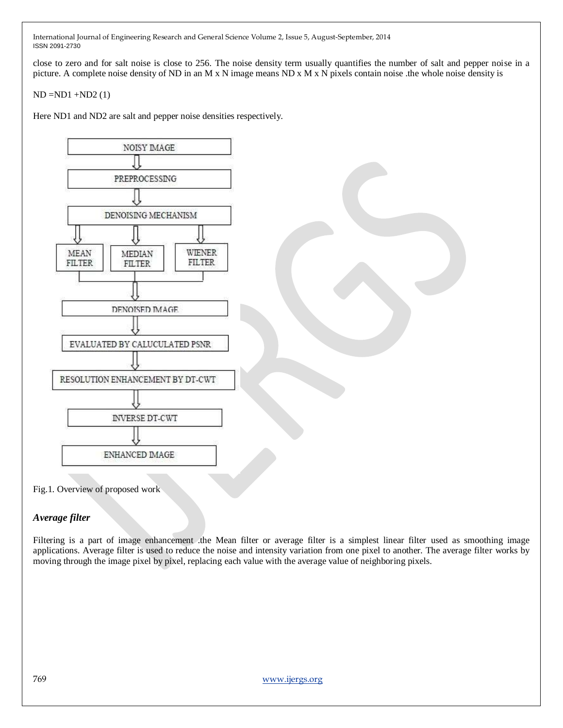close to zero and for salt noise is close to 256. The noise density term usually quantifies the number of salt and pepper noise in a picture. A complete noise density of ND in an M x N image means ND x M x N pixels contain noise .the whole noise density is

ND =ND1 +ND2 (1)

Here ND1 and ND2 are salt and pepper noise densities respectively.

NOISY IMAGE

PREPROCESSING

DENOISING MECHANISM

MEAN FILTER | MEDIAN FILTER | WIENER FILTER

DENOISED IMAGE

EVALUATED BY CALUCULATED PSNR

RESOLUTION ENHANCEMENT BY DT-CWT

INVERSE DT-CWT

ENHANCED IMAGE

Fig.1. Overview of proposed work

### *Average filter*

Filtering is a part of image enhancement .the Mean filter or average filter is a simplest linear filter used as smoothing image applications. Average filter is used to reduce the noise and intensity variation from one pixel to another. The average filter works by moving through the image pixel by pixel, replacing each value with the average value of neighboring pixels.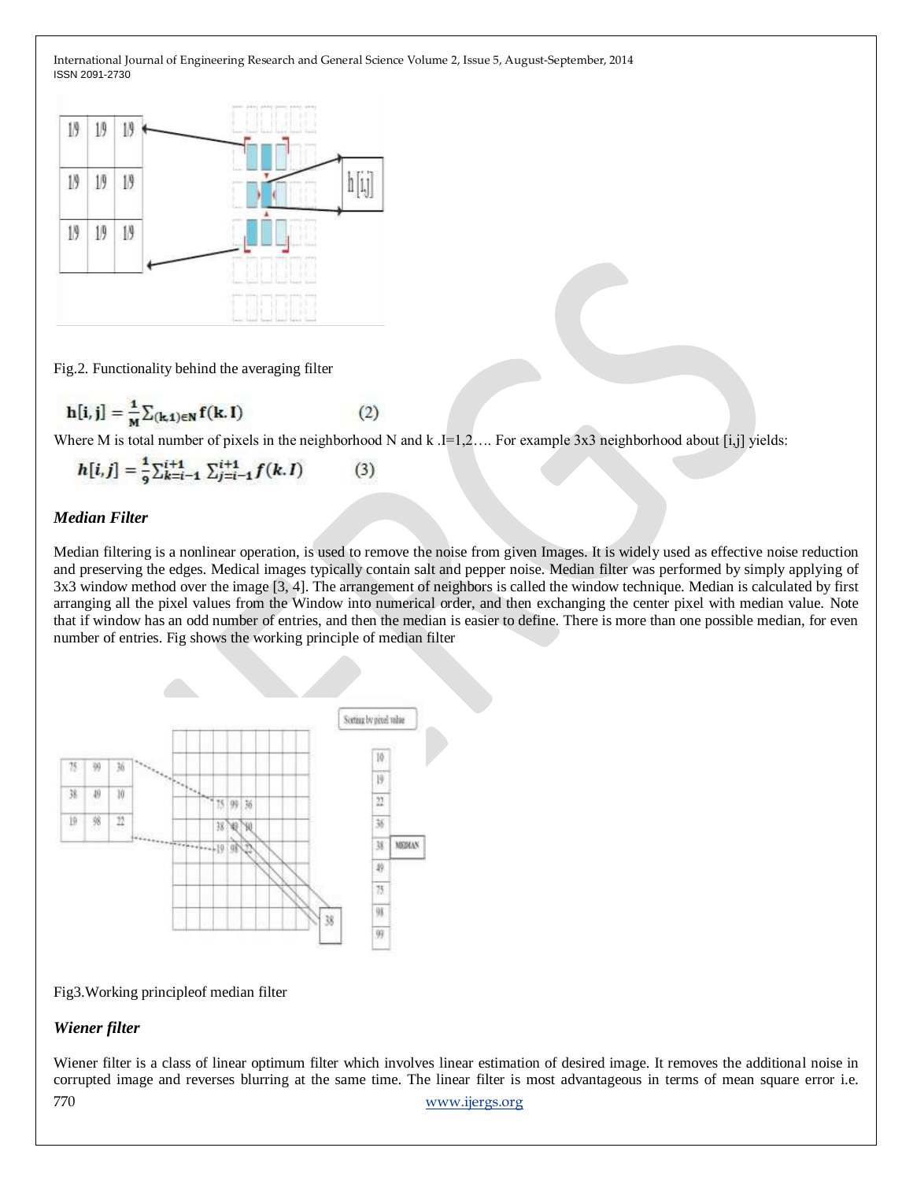Fig.2. Functionality behind the averaging filter

$$\mathbf{h[i,j]} = \frac{1}{M}\sum_{(k,1)\in N} \mathbf{f(k.I)} \qquad (2)$$

Where M is total number of pixels in the neighborhood N and k .I=1,2…. For example 3x3 neighborhood about [i,j] yields:

$$h[i,j] = \frac{1}{9}\sum_{k=i-1}^{i+1}\sum_{j=i-1}^{i+1} f(k.I) \qquad (3)$$

### *Median Filter*

Median filtering is a nonlinear operation, is used to remove the noise from given Images. It is widely used as effective noise reduction and preserving the edges. Medical images typically contain salt and pepper noise. Median filter was performed by simply applying of 3x3 window method over the image [3, 4]. The arrangement of neighbors is called the window technique. Median is calculated by first arranging all the pixel values from the Window into numerical order, and then exchanging the center pixel with median value. Note that if window has an odd number of entries, and then the median is easier to define. There is more than one possible median, for even number of entries. Fig shows the working principle of median filter

Fig3.Working principleof median filter

### *Wiener filter*

Wiener filter is a class of linear optimum filter which involves linear estimation of desired image. It removes the additional noise in corrupted image and reverses blurring at the same time. The linear filter is most advantageous in terms of mean square error i.e.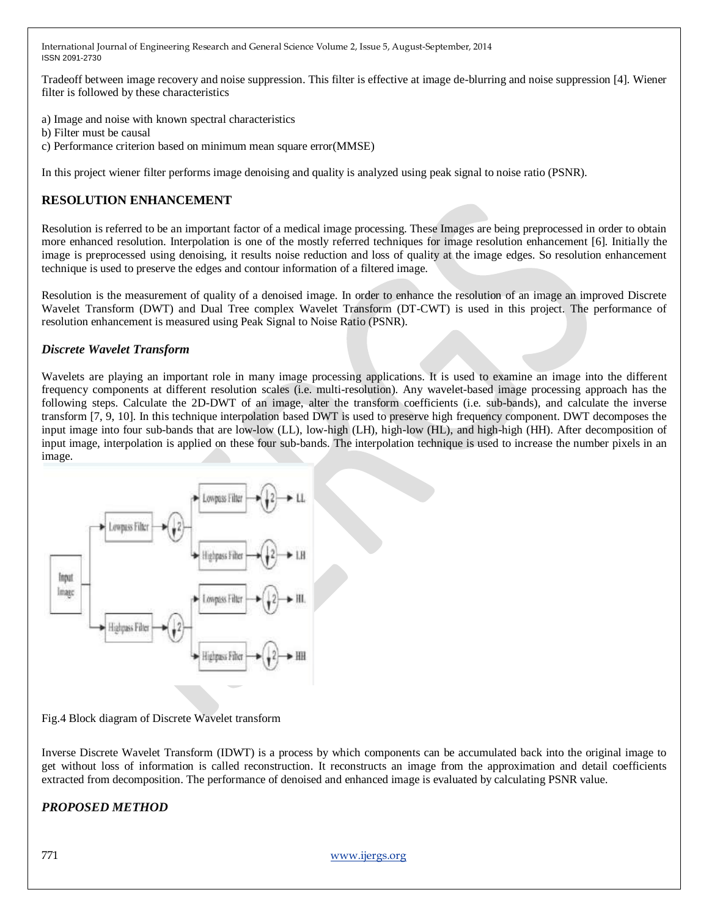Tradeoff between image recovery and noise suppression. This filter is effective at image de-blurring and noise suppression [4]. Wiener filter is followed by these characteristics

a) Image and noise with known spectral characteristics
b) Filter must be causal
c) Performance criterion based on minimum mean square error(MMSE)

In this project wiener filter performs image denoising and quality is analyzed using peak signal to noise ratio (PSNR).

## RESOLUTION ENHANCEMENT

Resolution is referred to be an important factor of a medical image processing. These Images are being preprocessed in order to obtain more enhanced resolution. Interpolation is one of the mostly referred techniques for image resolution enhancement [6]. Initially the image is preprocessed using denoising, it results noise reduction and loss of quality at the image edges. So resolution enhancement technique is used to preserve the edges and contour information of a filtered image.

Resolution is the measurement of quality of a denoised image. In order to enhance the resolution of an image an improved Discrete Wavelet Transform (DWT) and Dual Tree complex Wavelet Transform (DT-CWT) is used in this project. The performance of resolution enhancement is measured using Peak Signal to Noise Ratio (PSNR).

### *Discrete Wavelet Transform*

Wavelets are playing an important role in many image processing applications. It is used to examine an image into the different frequency components at different resolution scales (i.e. multi-resolution). Any wavelet-based image processing approach has the following steps. Calculate the 2D-DWT of an image, alter the transform coefficients (i.e. sub-bands), and calculate the inverse transform [7, 9, 10]. In this technique interpolation based DWT is used to preserve high frequency component. DWT decomposes the input image into four sub-bands that are low-low (LL), low-high (LH), high-low (HL), and high-high (HH). After decomposition of input image, interpolation is applied on these four sub-bands. The interpolation technique is used to increase the number pixels in an image.

Fig.4 Block diagram of Discrete Wavelet transform

Inverse Discrete Wavelet Transform (IDWT) is a process by which components can be accumulated back into the original image to get without loss of information is called reconstruction. It reconstructs an image from the approximation and detail coefficients extracted from decomposition. The performance of denoised and enhanced image is evaluated by calculating PSNR value.

### *PROPOSED METHOD*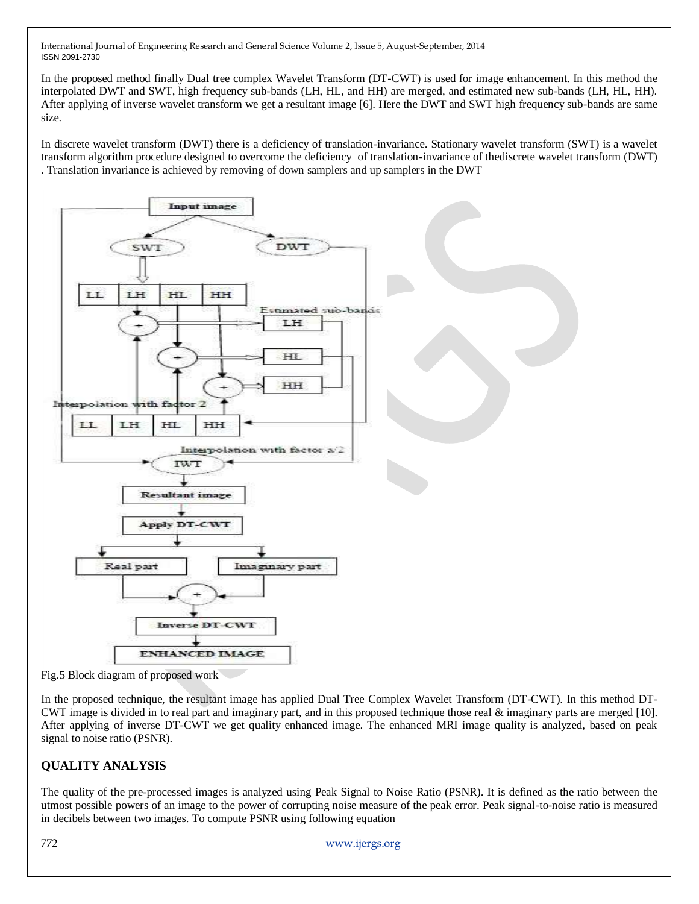In the proposed method finally Dual tree complex Wavelet Transform (DT-CWT) is used for image enhancement. In this method the interpolated DWT and SWT, high frequency sub-bands (LH, HL, and HH) are merged, and estimated new sub-bands (LH, HL, HH). After applying of inverse wavelet transform we get a resultant image [6]. Here the DWT and SWT high frequency sub-bands are same size.

In discrete wavelet transform (DWT) there is a deficiency of translation-invariance. Stationary wavelet transform (SWT) is a wavelet transform algorithm procedure designed to overcome the deficiency of translation-invariance of thediscrete wavelet transform (DWT) . Translation invariance is achieved by removing of down samplers and up samplers in the DWT

Fig.5 Block diagram of proposed work

In the proposed technique, the resultant image has applied Dual Tree Complex Wavelet Transform (DT-CWT). In this method DT-CWT image is divided in to real part and imaginary part, and in this proposed technique those real & imaginary parts are merged [10]. After applying of inverse DT-CWT we get quality enhanced image. The enhanced MRI image quality is analyzed, based on peak signal to noise ratio (PSNR).

## QUALITY ANALYSIS

The quality of the pre-processed images is analyzed using Peak Signal to Noise Ratio (PSNR). It is defined as the ratio between the utmost possible powers of an image to the power of corrupting noise measure of the peak error. Peak signal-to-noise ratio is measured in decibels between two images. To compute PSNR using following equation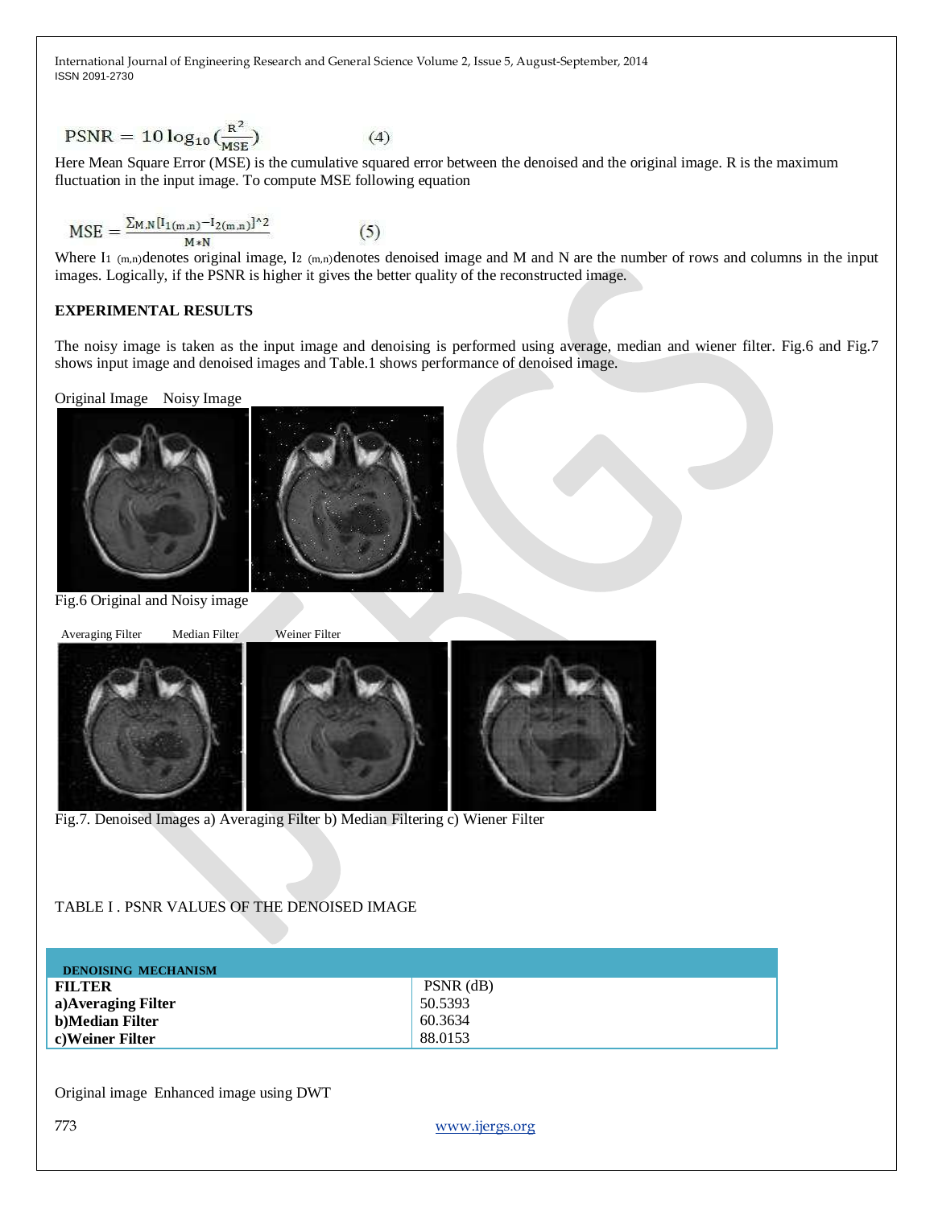$$\text{PSNR} = 10\log_{10}\left(\frac{R^2}{\text{MSE}}\right) \qquad (4)$$

Here Mean Square Error (MSE) is the cumulative squared error between the denoised and the original image. R is the maximum fluctuation in the input image. To compute MSE following equation

$$\text{MSE} = \frac{\sum_{M,N}[I_{1(m,n)} - I_{2(m,n)}]^{\wedge}2}{M*N} \qquad (5)$$

Where $I_{1\ (m,n)}$ denotes original image, $I_{2\ (m,n)}$ denotes denoised image and M and N are the number of rows and columns in the input images. Logically, if the PSNR is higher it gives the better quality of the reconstructed image.

## EXPERIMENTAL RESULTS

The noisy image is taken as the input image and denoising is performed using average, median and wiener filter. Fig.6 and Fig.7 shows input image and denoised images and Table.1 shows performance of denoised image.

Original Image    Noisy Image

Fig.6 Original and Noisy image

Averaging Filter    Median Filter    Weiner Filter

Fig.7. Denoised Images a) Averaging Filter b) Median Filtering c) Wiener Filter

TABLE I . PSNR VALUES OF THE DENOISED IMAGE

| **DENOISING MECHANISM** | |
|---|---|
| **FILTER** | PSNR (dB) |
| **a)Averaging Filter** | 50.5393 |
| **b)Median Filter** | 60.3634 |
| **c)Weiner Filter** | 88.0153 |

Original image  Enhanced image using DWT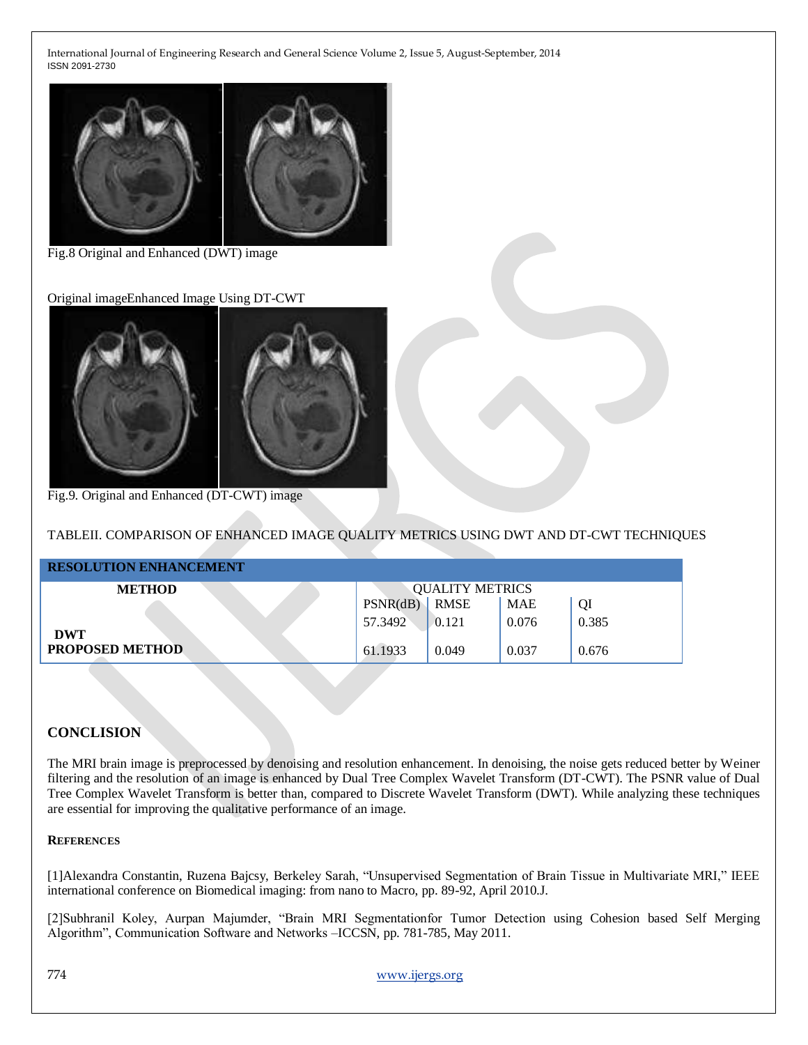Fig.8 Original and Enhanced (DWT) image

Original imageEnhanced Image Using DT-CWT

Fig.9. Original and Enhanced (DT-CWT) image

TABLEII. COMPARISON OF ENHANCED IMAGE QUALITY METRICS USING DWT AND DT-CWT TECHNIQUES

| **RESOLUTION ENHANCEMENT** | | | | |
|---|---|---|---|---|
| **METHOD** | QUALITY METRICS | | | |
| | PSNR(dB) | RMSE | MAE | QI |
| **DWT** | 57.3492 | 0.121 | 0.076 | 0.385 |
| **PROPOSED METHOD** | 61.1933 | 0.049 | 0.037 | 0.676 |

## CONCLISION

The MRI brain image is preprocessed by denoising and resolution enhancement. In denoising, the noise gets reduced better by Weiner filtering and the resolution of an image is enhanced by Dual Tree Complex Wavelet Transform (DT-CWT). The PSNR value of Dual Tree Complex Wavelet Transform is better than, compared to Discrete Wavelet Transform (DWT). While analyzing these techniques are essential for improving the qualitative performance of an image.

### REFERENCES

[1]Alexandra Constantin, Ruzena Bajcsy, Berkeley Sarah, "Unsupervised Segmentation of Brain Tissue in Multivariate MRI," IEEE international conference on Biomedical imaging: from nano to Macro, pp. 89-92, April 2010.J.

[2]Subhranil Koley, Aurpan Majumder, "Brain MRI Segmentationfor Tumor Detection using Cohesion based Self Merging Algorithm", Communication Software and Networks –ICCSN, pp. 781-785, May 2011.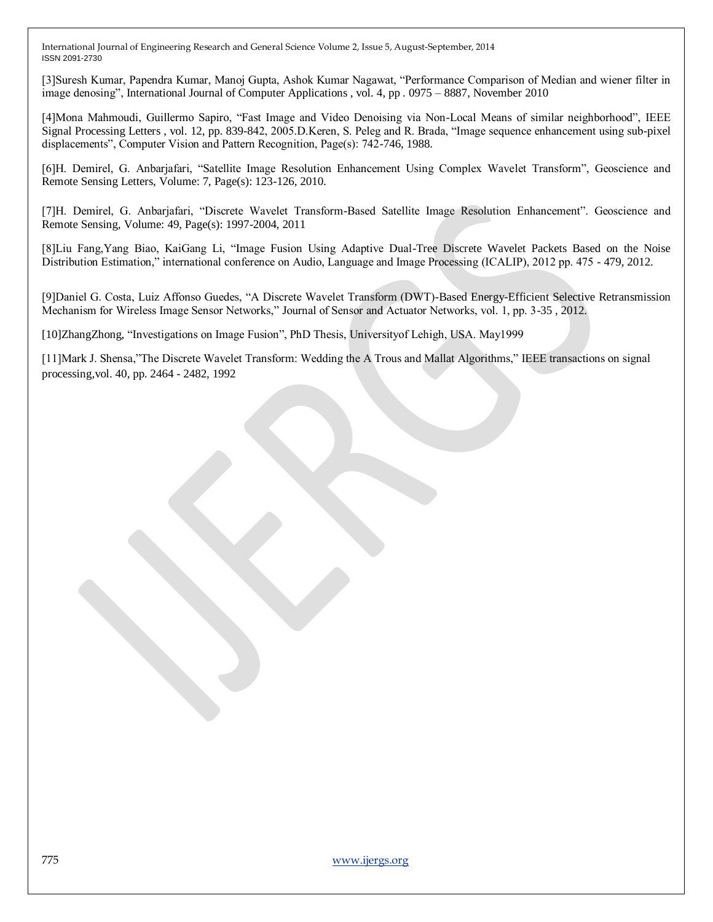[3]Suresh Kumar, Papendra Kumar, Manoj Gupta, Ashok Kumar Nagawat, "Performance Comparison of Median and wiener filter in image denosing", International Journal of Computer Applications , vol. 4, pp . 0975 – 8887, November 2010

[4]Mona Mahmoudi, Guillermo Sapiro, "Fast Image and Video Denoising via Non-Local Means of similar neighborhood", IEEE Signal Processing Letters , vol. 12, pp. 839-842, 2005.D.Keren, S. Peleg and R. Brada, "Image sequence enhancement using sub-pixel displacements", Computer Vision and Pattern Recognition, Page(s): 742-746, 1988.

[6]H. Demirel, G. Anbarjafari, "Satellite Image Resolution Enhancement Using Complex Wavelet Transform", Geoscience and Remote Sensing Letters, Volume: 7, Page(s): 123-126, 2010.

[7]H. Demirel, G. Anbarjafari, "Discrete Wavelet Transform-Based Satellite Image Resolution Enhancement". Geoscience and Remote Sensing, Volume: 49, Page(s): 1997-2004, 2011

[8]Liu Fang,Yang Biao, KaiGang Li, "Image Fusion Using Adaptive Dual-Tree Discrete Wavelet Packets Based on the Noise Distribution Estimation," international conference on Audio, Language and Image Processing (ICALIP), 2012 pp. 475 - 479, 2012.

[9]Daniel G. Costa, Luiz Affonso Guedes, "A Discrete Wavelet Transform (DWT)-Based Energy-Efficient Selective Retransmission Mechanism for Wireless Image Sensor Networks," Journal of Sensor and Actuator Networks, vol. 1, pp. 3-35 , 2012.

[10]ZhangZhong, "Investigations on Image Fusion", PhD Thesis, Universityof Lehigh, USA. May1999

[11]Mark J. Shensa,"The Discrete Wavelet Transform: Wedding the A Trous and Mallat Algorithms," IEEE transactions on signal processing,vol. 40, pp. 2464 - 2482, 1992